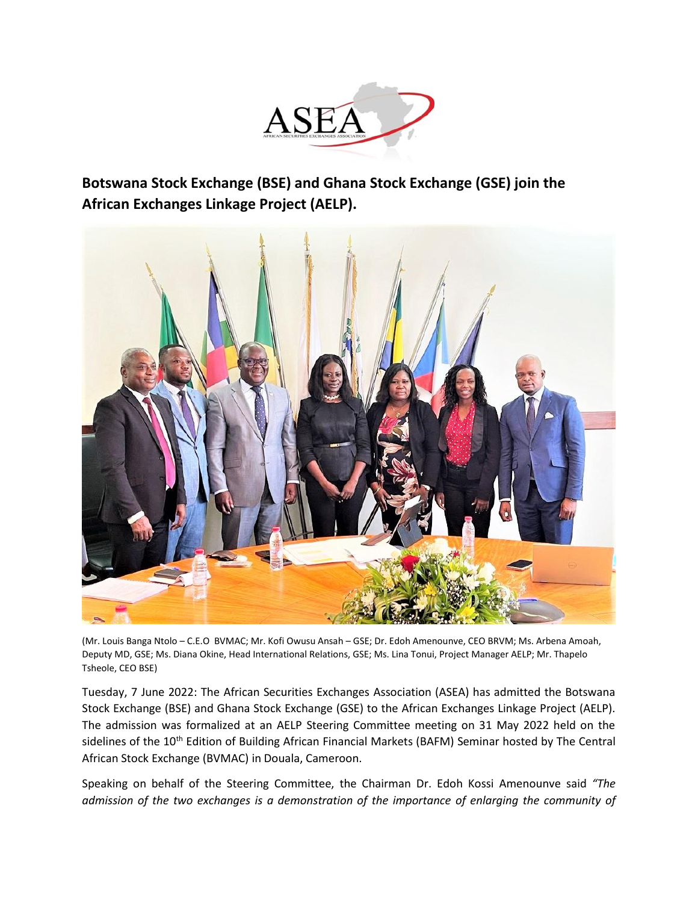# Botswana Stock Exchange (BSE) and Ghana Stock Exchange (GSE) join the African Exchanges Linkage Project (AELP).

(Mr. Louis Banga Ntolo – C.E.O BVMAC; Mr. Kofi Owusu Ansah – GSE; Dr. Edoh Amenounve, CEO BRVM; Ms. Arbena Amoah, Deputy MD, GSE; Ms. Diana Okine, Head International Relations, GSE; Ms. Lina Tonui, Project Manager AELP; Mr. Thapelo Tsheole, CEO BSE)

Tuesday, 7 June 2022: The African Securities Exchanges Association (ASEA) has admitted the Botswana Stock Exchange (BSE) and Ghana Stock Exchange (GSE) to the African Exchanges Linkage Project (AELP). The admission was formalized at an AELP Steering Committee meeting on 31 May 2022 held on the sidelines of the 10th Edition of Building African Financial Markets (BAFM) Seminar hosted by The Central African Stock Exchange (BVMAC) in Douala, Cameroon.

Speaking on behalf of the Steering Committee, the Chairman Dr. Edoh Kossi Amenounve said *"The admission of the two exchanges is a demonstration of the importance of enlarging the community of*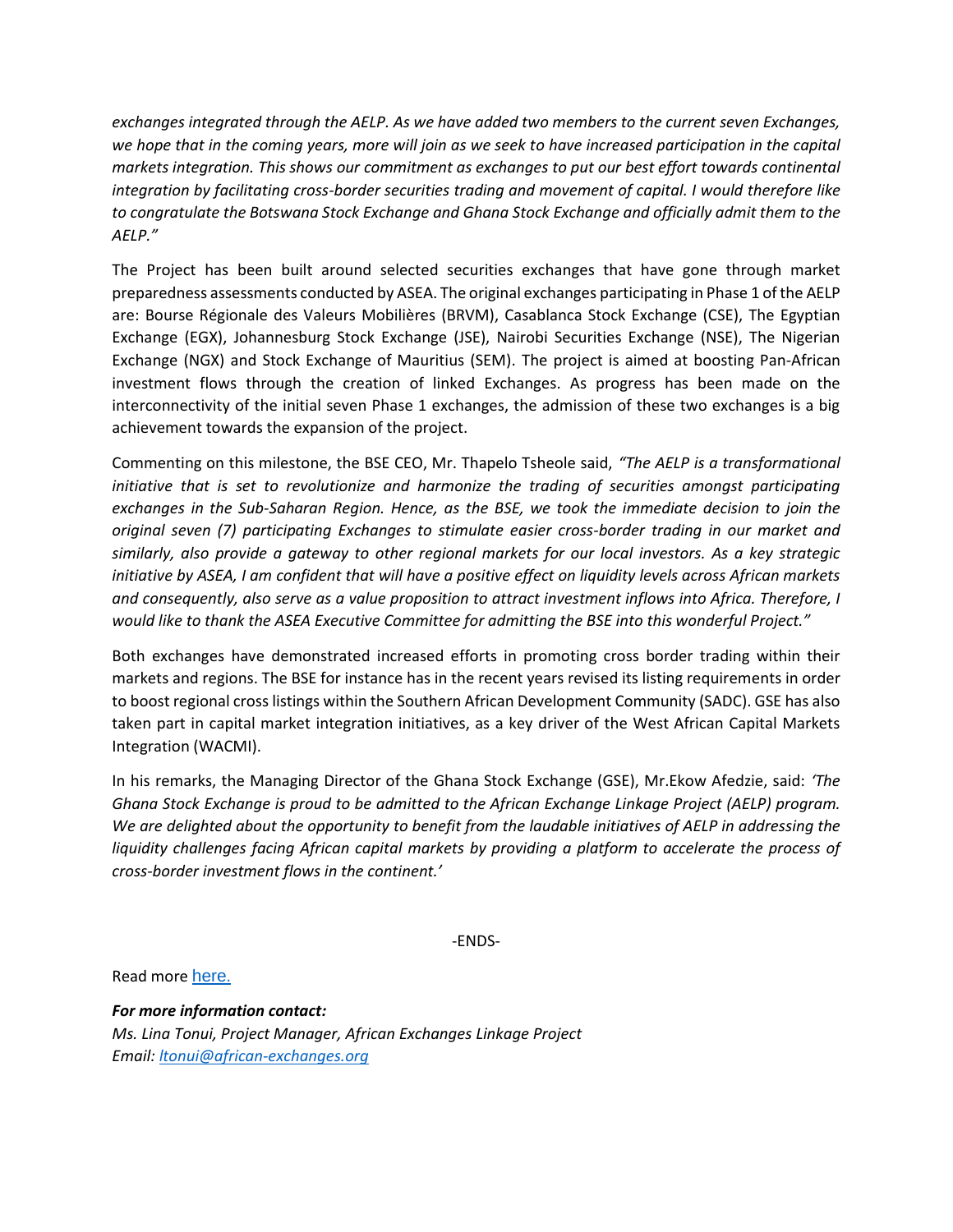*exchanges integrated through the AELP. As we have added two members to the current seven Exchanges, we hope that in the coming years, more will join as we seek to have increased participation in the capital markets integration. This shows our commitment as exchanges to put our best effort towards continental integration by facilitating cross-border securities trading and movement of capital. I would therefore like to congratulate the Botswana Stock Exchange and Ghana Stock Exchange and officially admit them to the AELP."*

The Project has been built around selected securities exchanges that have gone through market preparedness assessments conducted by ASEA. The original exchanges participating in Phase 1 of the AELP are: Bourse Régionale des Valeurs Mobilières (BRVM), Casablanca Stock Exchange (CSE), The Egyptian Exchange (EGX), Johannesburg Stock Exchange (JSE), Nairobi Securities Exchange (NSE), The Nigerian Exchange (NGX) and Stock Exchange of Mauritius (SEM). The project is aimed at boosting Pan-African investment flows through the creation of linked Exchanges. As progress has been made on the interconnectivity of the initial seven Phase 1 exchanges, the admission of these two exchanges is a big achievement towards the expansion of the project.

Commenting on this milestone, the BSE CEO, Mr. Thapelo Tsheole said, *"The AELP is a transformational initiative that is set to revolutionize and harmonize the trading of securities amongst participating exchanges in the Sub-Saharan Region. Hence, as the BSE, we took the immediate decision to join the original seven (7) participating Exchanges to stimulate easier cross-border trading in our market and similarly, also provide a gateway to other regional markets for our local investors. As a key strategic initiative by ASEA, I am confident that will have a positive effect on liquidity levels across African markets and consequently, also serve as a value proposition to attract investment inflows into Africa. Therefore, I would like to thank the ASEA Executive Committee for admitting the BSE into this wonderful Project."*

Both exchanges have demonstrated increased efforts in promoting cross border trading within their markets and regions. The BSE for instance has in the recent years revised its listing requirements in order to boost regional cross listings within the Southern African Development Community (SADC). GSE has also taken part in capital market integration initiatives, as a key driver of the West African Capital Markets Integration (WACMI).

In his remarks, the Managing Director of the Ghana Stock Exchange (GSE), Mr.Ekow Afedzie, said: *'The Ghana Stock Exchange is proud to be admitted to the African Exchange Linkage Project (AELP) program. We are delighted about the opportunity to benefit from the laudable initiatives of AELP in addressing the liquidity challenges facing African capital markets by providing a platform to accelerate the process of cross-border investment flows in the continent.'*

-ENDS-

Read more here.

***For more information contact:***
*Ms. Lina Tonui, Project Manager, African Exchanges Linkage Project*
*Email: ltonui@african-exchanges.org*